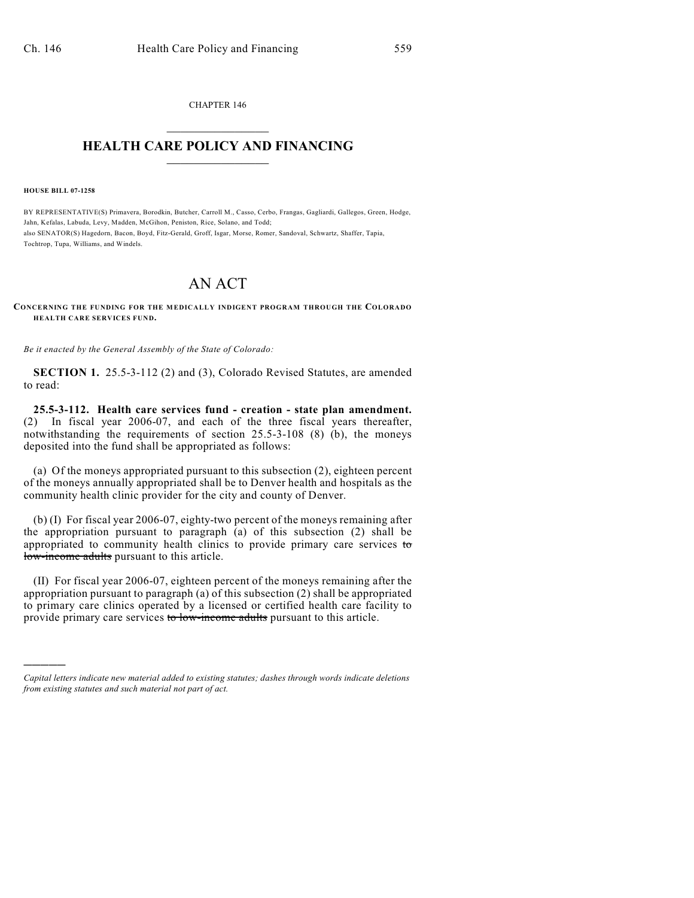CHAPTER 146

# HEALTH CARE POLICY AND FINANCING

**HOUSE BILL 07-1258**

BY REPRESENTATIVE(S) Primavera, Borodkin, Butcher, Carroll M., Casso, Cerbo, Frangas, Gagliardi, Gallegos, Green, Hodge, Jahn, Kefalas, Labuda, Levy, Madden, McGihon, Peniston, Rice, Solano, and Todd;
also SENATOR(S) Hagedorn, Bacon, Boyd, Fitz-Gerald, Groff, Isgar, Morse, Romer, Sandoval, Schwartz, Shaffer, Tapia, Tochtrop, Tupa, Williams, and Windels.

# AN ACT

**CONCERNING THE FUNDING FOR THE MEDICALLY INDIGENT PROGRAM THROUGH THE COLORADO HEALTH CARE SERVICES FUND.**

*Be it enacted by the General Assembly of the State of Colorado:*

**SECTION 1.** 25.5-3-112 (2) and (3), Colorado Revised Statutes, are amended to read:

**25.5-3-112. Health care services fund - creation - state plan amendment.** (2) In fiscal year 2006-07, and each of the three fiscal years thereafter, notwithstanding the requirements of section 25.5-3-108 (8) (b), the moneys deposited into the fund shall be appropriated as follows:

(a) Of the moneys appropriated pursuant to this subsection (2), eighteen percent of the moneys annually appropriated shall be to Denver health and hospitals as the community health clinic provider for the city and county of Denver.

(b) (I) For fiscal year 2006-07, eighty-two percent of the moneys remaining after the appropriation pursuant to paragraph (a) of this subsection (2) shall be appropriated to community health clinics to provide primary care services ~~to low-income adults~~ pursuant to this article.

(II) For fiscal year 2006-07, eighteen percent of the moneys remaining after the appropriation pursuant to paragraph (a) of this subsection (2) shall be appropriated to primary care clinics operated by a licensed or certified health care facility to provide primary care services ~~to low-income adults~~ pursuant to this article.

*Capital letters indicate new material added to existing statutes; dashes through words indicate deletions from existing statutes and such material not part of act.*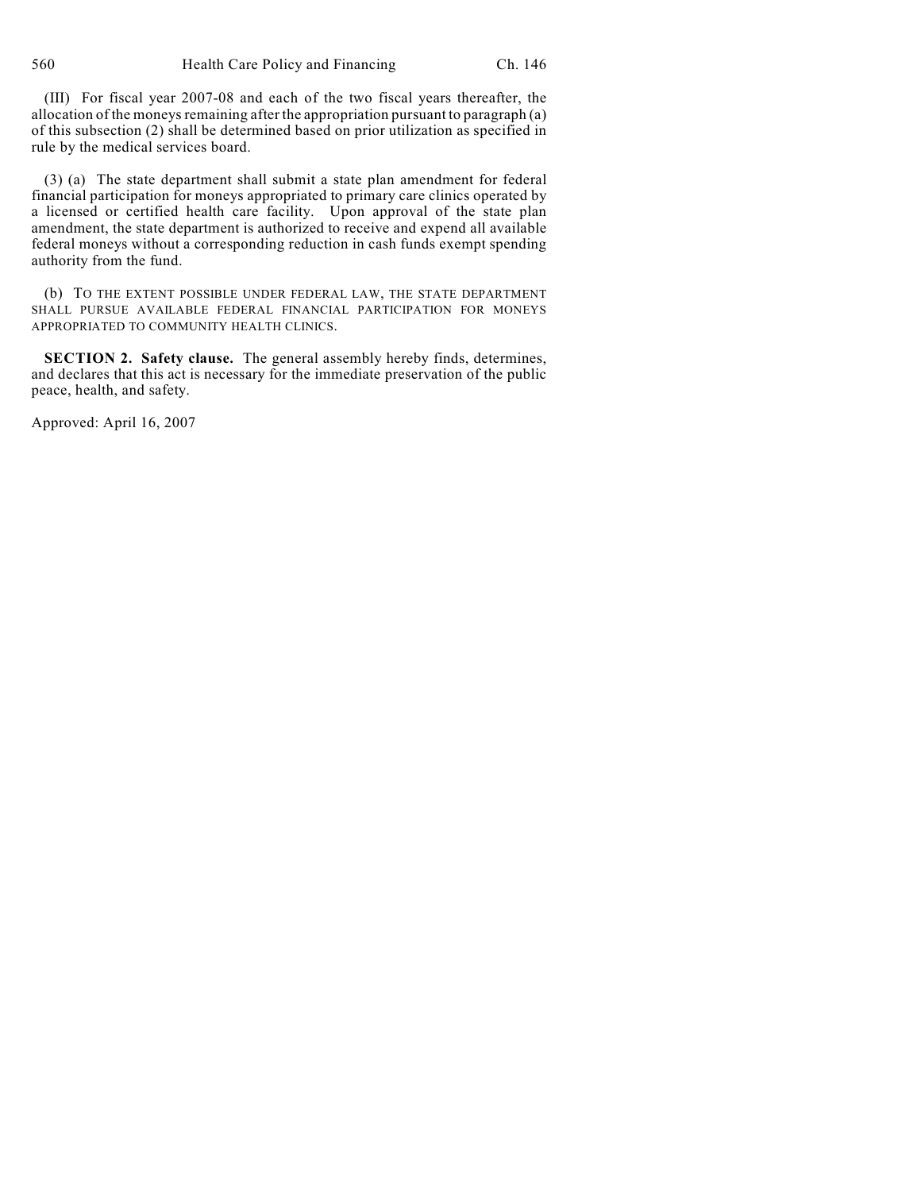(III) For fiscal year 2007-08 and each of the two fiscal years thereafter, the allocation of the moneys remaining after the appropriation pursuant to paragraph (a) of this subsection (2) shall be determined based on prior utilization as specified in rule by the medical services board.

(3) (a) The state department shall submit a state plan amendment for federal financial participation for moneys appropriated to primary care clinics operated by a licensed or certified health care facility. Upon approval of the state plan amendment, the state department is authorized to receive and expend all available federal moneys without a corresponding reduction in cash funds exempt spending authority from the fund.

(b) TO THE EXTENT POSSIBLE UNDER FEDERAL LAW, THE STATE DEPARTMENT SHALL PURSUE AVAILABLE FEDERAL FINANCIAL PARTICIPATION FOR MONEYS APPROPRIATED TO COMMUNITY HEALTH CLINICS.

**SECTION 2. Safety clause.** The general assembly hereby finds, determines, and declares that this act is necessary for the immediate preservation of the public peace, health, and safety.

Approved: April 16, 2007